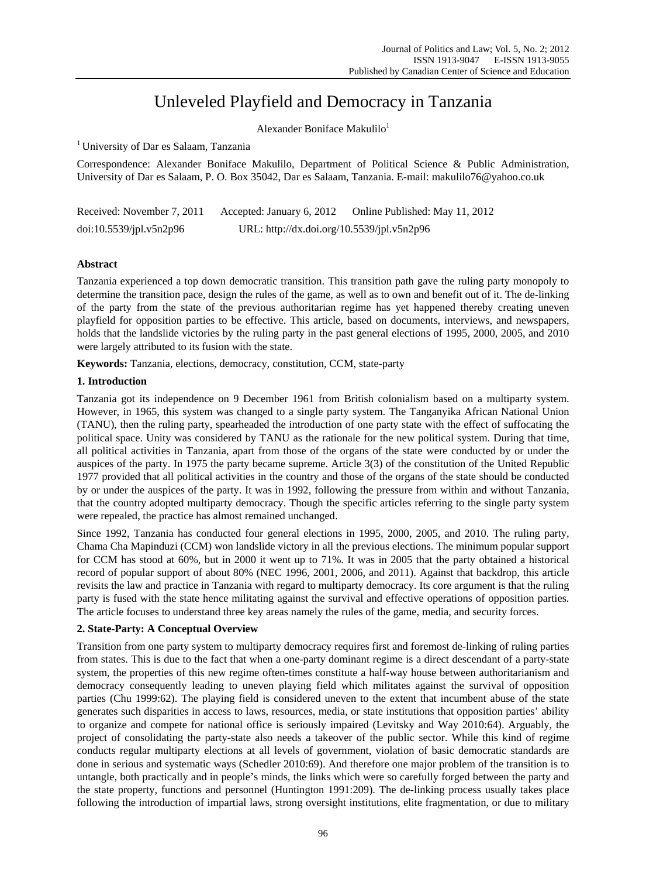# Unleveled Playfield and Democracy in Tanzania

Alexander Boniface Makulilo[1]

[1] University of Dar es Salaam, Tanzania

Correspondence: Alexander Boniface Makulilo, Department of Political Science & Public Administration, University of Dar es Salaam, P. O. Box 35042, Dar es Salaam, Tanzania. E-mail: makulilo76@yahoo.co.uk

Received: November 7, 2011 Accepted: January 6, 2012 Online Published: May 11, 2012

doi:10.5539/jpl.v5n2p96 URL: http://dx.doi.org/10.5539/jpl.v5n2p96

## Abstract

Tanzania experienced a top down democratic transition. This transition path gave the ruling party monopoly to determine the transition pace, design the rules of the game, as well as to own and benefit out of it. The de-linking of the party from the state of the previous authoritarian regime has yet happened thereby creating uneven playfield for opposition parties to be effective. This article, based on documents, interviews, and newspapers, holds that the landslide victories by the ruling party in the past general elections of 1995, 2000, 2005, and 2010 were largely attributed to its fusion with the state.

**Keywords:** Tanzania, elections, democracy, constitution, CCM, state-party

## 1. Introduction

Tanzania got its independence on 9 December 1961 from British colonialism based on a multiparty system. However, in 1965, this system was changed to a single party system. The Tanganyika African National Union (TANU), then the ruling party, spearheaded the introduction of one party state with the effect of suffocating the political space. Unity was considered by TANU as the rationale for the new political system. During that time, all political activities in Tanzania, apart from those of the organs of the state were conducted by or under the auspices of the party. In 1975 the party became supreme. Article 3(3) of the constitution of the United Republic 1977 provided that all political activities in the country and those of the organs of the state should be conducted by or under the auspices of the party. It was in 1992, following the pressure from within and without Tanzania, that the country adopted multiparty democracy. Though the specific articles referring to the single party system were repealed, the practice has almost remained unchanged.

Since 1992, Tanzania has conducted four general elections in 1995, 2000, 2005, and 2010. The ruling party, Chama Cha Mapinduzi (CCM) won landslide victory in all the previous elections. The minimum popular support for CCM has stood at 60%, but in 2000 it went up to 71%. It was in 2005 that the party obtained a historical record of popular support of about 80% (NEC 1996, 2001, 2006, and 2011). Against that backdrop, this article revisits the law and practice in Tanzania with regard to multiparty democracy. Its core argument is that the ruling party is fused with the state hence militating against the survival and effective operations of opposition parties. The article focuses to understand three key areas namely the rules of the game, media, and security forces.

## 2. State-Party: A Conceptual Overview

Transition from one party system to multiparty democracy requires first and foremost de-linking of ruling parties from states. This is due to the fact that when a one-party dominant regime is a direct descendant of a party-state system, the properties of this new regime often-times constitute a half-way house between authoritarianism and democracy consequently leading to uneven playing field which militates against the survival of opposition parties (Chu 1999:62). The playing field is considered uneven to the extent that incumbent abuse of the state generates such disparities in access to laws, resources, media, or state institutions that opposition parties' ability to organize and compete for national office is seriously impaired (Levitsky and Way 2010:64). Arguably, the project of consolidating the party-state also needs a takeover of the public sector. While this kind of regime conducts regular multiparty elections at all levels of government, violation of basic democratic standards are done in serious and systematic ways (Schedler 2010:69). And therefore one major problem of the transition is to untangle, both practically and in people's minds, the links which were so carefully forged between the party and the state property, functions and personnel (Huntington 1991:209). The de-linking process usually takes place following the introduction of impartial laws, strong oversight institutions, elite fragmentation, or due to military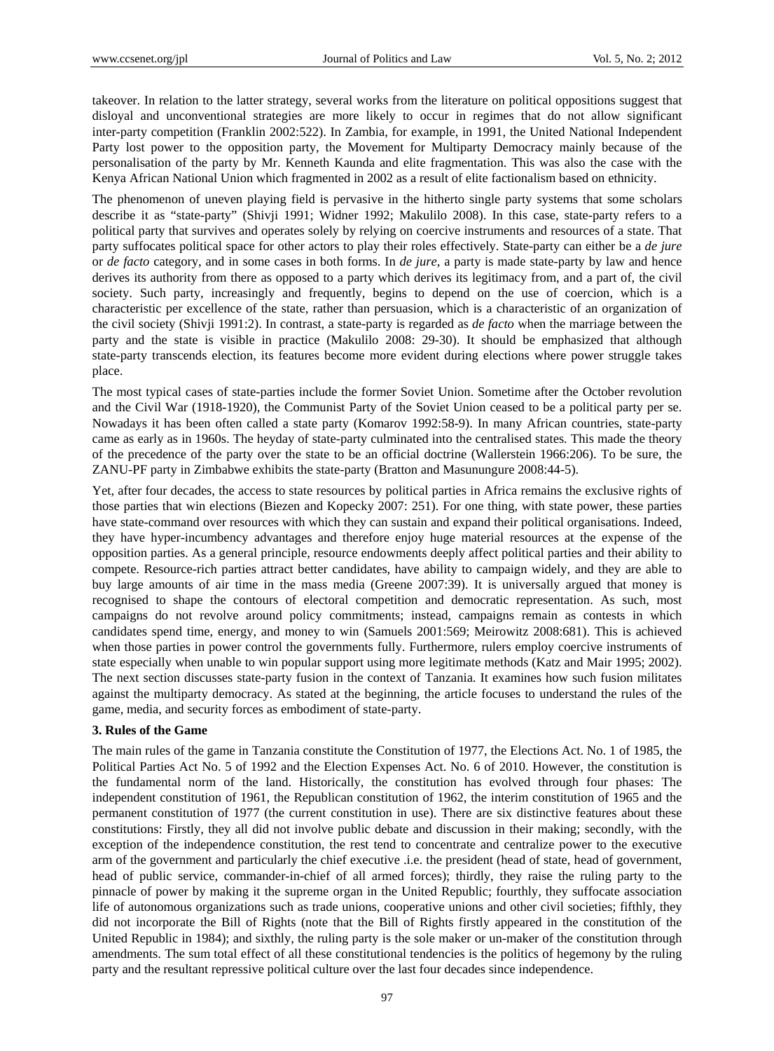takeover. In relation to the latter strategy, several works from the literature on political oppositions suggest that disloyal and unconventional strategies are more likely to occur in regimes that do not allow significant inter-party competition (Franklin 2002:522). In Zambia, for example, in 1991, the United National Independent Party lost power to the opposition party, the Movement for Multiparty Democracy mainly because of the personalisation of the party by Mr. Kenneth Kaunda and elite fragmentation. This was also the case with the Kenya African National Union which fragmented in 2002 as a result of elite factionalism based on ethnicity.

The phenomenon of uneven playing field is pervasive in the hitherto single party systems that some scholars describe it as "state-party" (Shivji 1991; Widner 1992; Makulilo 2008). In this case, state-party refers to a political party that survives and operates solely by relying on coercive instruments and resources of a state. That party suffocates political space for other actors to play their roles effectively. State-party can either be a *de jure* or *de facto* category, and in some cases in both forms. In *de jure*, a party is made state-party by law and hence derives its authority from there as opposed to a party which derives its legitimacy from, and a part of, the civil society. Such party, increasingly and frequently, begins to depend on the use of coercion, which is a characteristic per excellence of the state, rather than persuasion, which is a characteristic of an organization of the civil society (Shivji 1991:2). In contrast, a state-party is regarded as *de facto* when the marriage between the party and the state is visible in practice (Makulilo 2008: 29-30). It should be emphasized that although state-party transcends election, its features become more evident during elections where power struggle takes place.

The most typical cases of state-parties include the former Soviet Union. Sometime after the October revolution and the Civil War (1918-1920), the Communist Party of the Soviet Union ceased to be a political party per se. Nowadays it has been often called a state party (Komarov 1992:58-9). In many African countries, state-party came as early as in 1960s. The heyday of state-party culminated into the centralised states. This made the theory of the precedence of the party over the state to be an official doctrine (Wallerstein 1966:206). To be sure, the ZANU-PF party in Zimbabwe exhibits the state-party (Bratton and Masunungure 2008:44-5).

Yet, after four decades, the access to state resources by political parties in Africa remains the exclusive rights of those parties that win elections (Biezen and Kopecky 2007: 251). For one thing, with state power, these parties have state-command over resources with which they can sustain and expand their political organisations. Indeed, they have hyper-incumbency advantages and therefore enjoy huge material resources at the expense of the opposition parties. As a general principle, resource endowments deeply affect political parties and their ability to compete. Resource-rich parties attract better candidates, have ability to campaign widely, and they are able to buy large amounts of air time in the mass media (Greene 2007:39). It is universally argued that money is recognised to shape the contours of electoral competition and democratic representation. As such, most campaigns do not revolve around policy commitments; instead, campaigns remain as contests in which candidates spend time, energy, and money to win (Samuels 2001:569; Meirowitz 2008:681). This is achieved when those parties in power control the governments fully. Furthermore, rulers employ coercive instruments of state especially when unable to win popular support using more legitimate methods (Katz and Mair 1995; 2002). The next section discusses state-party fusion in the context of Tanzania. It examines how such fusion militates against the multiparty democracy. As stated at the beginning, the article focuses to understand the rules of the game, media, and security forces as embodiment of state-party.

## 3. Rules of the Game

The main rules of the game in Tanzania constitute the Constitution of 1977, the Elections Act. No. 1 of 1985, the Political Parties Act No. 5 of 1992 and the Election Expenses Act. No. 6 of 2010. However, the constitution is the fundamental norm of the land. Historically, the constitution has evolved through four phases: The independent constitution of 1961, the Republican constitution of 1962, the interim constitution of 1965 and the permanent constitution of 1977 (the current constitution in use). There are six distinctive features about these constitutions: Firstly, they all did not involve public debate and discussion in their making; secondly, with the exception of the independence constitution, the rest tend to concentrate and centralize power to the executive arm of the government and particularly the chief executive .i.e. the president (head of state, head of government, head of public service, commander-in-chief of all armed forces); thirdly, they raise the ruling party to the pinnacle of power by making it the supreme organ in the United Republic; fourthly, they suffocate association life of autonomous organizations such as trade unions, cooperative unions and other civil societies; fifthly, they did not incorporate the Bill of Rights (note that the Bill of Rights firstly appeared in the constitution of the United Republic in 1984); and sixthly, the ruling party is the sole maker or un-maker of the constitution through amendments. The sum total effect of all these constitutional tendencies is the politics of hegemony by the ruling party and the resultant repressive political culture over the last four decades since independence.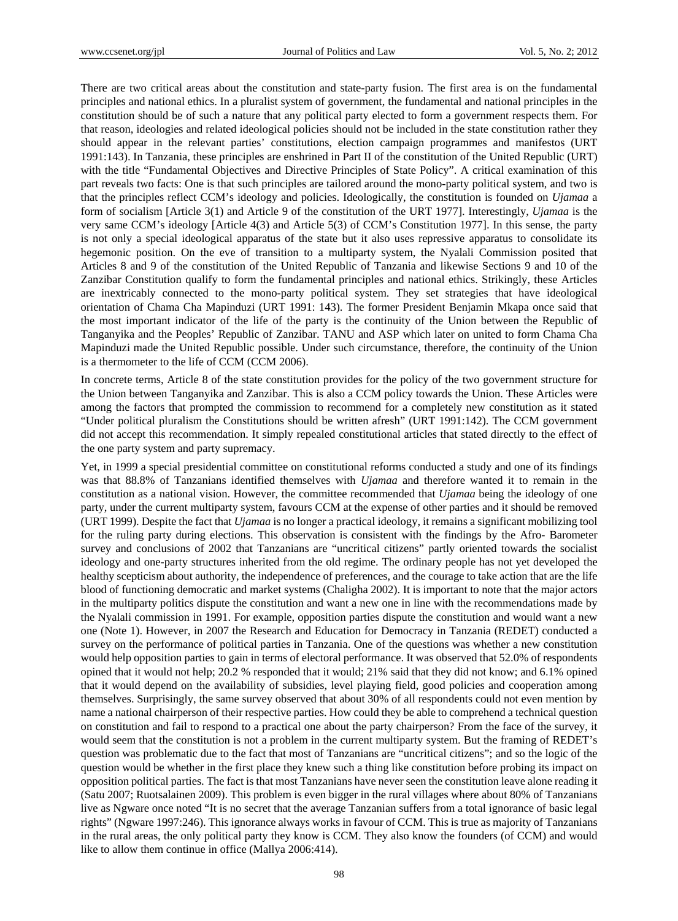There are two critical areas about the constitution and state-party fusion. The first area is on the fundamental principles and national ethics. In a pluralist system of government, the fundamental and national principles in the constitution should be of such a nature that any political party elected to form a government respects them. For that reason, ideologies and related ideological policies should not be included in the state constitution rather they should appear in the relevant parties' constitutions, election campaign programmes and manifestos (URT 1991:143). In Tanzania, these principles are enshrined in Part II of the constitution of the United Republic (URT) with the title "Fundamental Objectives and Directive Principles of State Policy". A critical examination of this part reveals two facts: One is that such principles are tailored around the mono-party political system, and two is that the principles reflect CCM's ideology and policies. Ideologically, the constitution is founded on *Ujamaa* a form of socialism [Article 3(1) and Article 9 of the constitution of the URT 1977]. Interestingly, *Ujamaa* is the very same CCM's ideology [Article 4(3) and Article 5(3) of CCM's Constitution 1977]. In this sense, the party is not only a special ideological apparatus of the state but it also uses repressive apparatus to consolidate its hegemonic position. On the eve of transition to a multiparty system, the Nyalali Commission posited that Articles 8 and 9 of the constitution of the United Republic of Tanzania and likewise Sections 9 and 10 of the Zanzibar Constitution qualify to form the fundamental principles and national ethics. Strikingly, these Articles are inextricably connected to the mono-party political system. They set strategies that have ideological orientation of Chama Cha Mapinduzi (URT 1991: 143). The former President Benjamin Mkapa once said that the most important indicator of the life of the party is the continuity of the Union between the Republic of Tanganyika and the Peoples' Republic of Zanzibar. TANU and ASP which later on united to form Chama Cha Mapinduzi made the United Republic possible. Under such circumstance, therefore, the continuity of the Union is a thermometer to the life of CCM (CCM 2006).

In concrete terms, Article 8 of the state constitution provides for the policy of the two government structure for the Union between Tanganyika and Zanzibar. This is also a CCM policy towards the Union. These Articles were among the factors that prompted the commission to recommend for a completely new constitution as it stated "Under political pluralism the Constitutions should be written afresh" (URT 1991:142). The CCM government did not accept this recommendation. It simply repealed constitutional articles that stated directly to the effect of the one party system and party supremacy.

Yet, in 1999 a special presidential committee on constitutional reforms conducted a study and one of its findings was that 88.8% of Tanzanians identified themselves with *Ujamaa* and therefore wanted it to remain in the constitution as a national vision. However, the committee recommended that *Ujamaa* being the ideology of one party, under the current multiparty system, favours CCM at the expense of other parties and it should be removed (URT 1999). Despite the fact that *Ujamaa* is no longer a practical ideology, it remains a significant mobilizing tool for the ruling party during elections. This observation is consistent with the findings by the Afro- Barometer survey and conclusions of 2002 that Tanzanians are "uncritical citizens" partly oriented towards the socialist ideology and one-party structures inherited from the old regime. The ordinary people has not yet developed the healthy scepticism about authority, the independence of preferences, and the courage to take action that are the life blood of functioning democratic and market systems (Chaligha 2002). It is important to note that the major actors in the multiparty politics dispute the constitution and want a new one in line with the recommendations made by the Nyalali commission in 1991. For example, opposition parties dispute the constitution and would want a new one (Note 1). However, in 2007 the Research and Education for Democracy in Tanzania (REDET) conducted a survey on the performance of political parties in Tanzania. One of the questions was whether a new constitution would help opposition parties to gain in terms of electoral performance. It was observed that 52.0% of respondents opined that it would not help; 20.2 % responded that it would; 21% said that they did not know; and 6.1% opined that it would depend on the availability of subsidies, level playing field, good policies and cooperation among themselves. Surprisingly, the same survey observed that about 30% of all respondents could not even mention by name a national chairperson of their respective parties. How could they be able to comprehend a technical question on constitution and fail to respond to a practical one about the party chairperson? From the face of the survey, it would seem that the constitution is not a problem in the current multiparty system. But the framing of REDET's question was problematic due to the fact that most of Tanzanians are "uncritical citizens"; and so the logic of the question would be whether in the first place they knew such a thing like constitution before probing its impact on opposition political parties. The fact is that most Tanzanians have never seen the constitution leave alone reading it (Satu 2007; Ruotsalainen 2009). This problem is even bigger in the rural villages where about 80% of Tanzanians live as Ngware once noted "It is no secret that the average Tanzanian suffers from a total ignorance of basic legal rights" (Ngware 1997:246). This ignorance always works in favour of CCM. This is true as majority of Tanzanians in the rural areas, the only political party they know is CCM. They also know the founders (of CCM) and would like to allow them continue in office (Mallya 2006:414).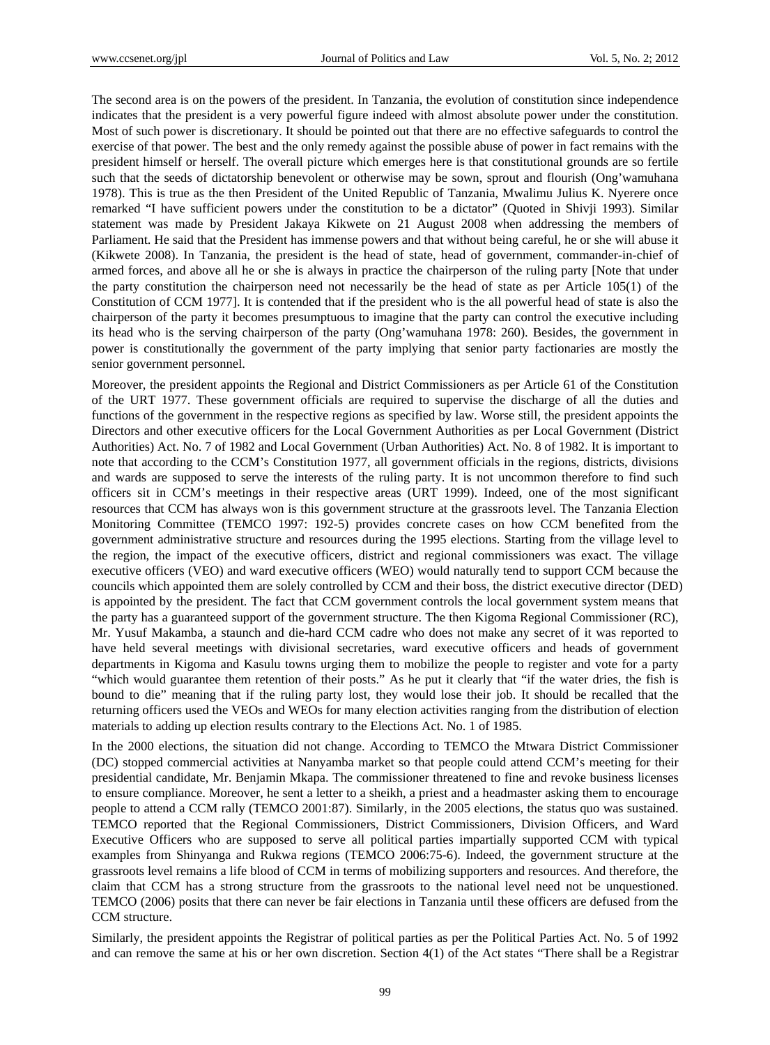The second area is on the powers of the president. In Tanzania, the evolution of constitution since independence indicates that the president is a very powerful figure indeed with almost absolute power under the constitution. Most of such power is discretionary. It should be pointed out that there are no effective safeguards to control the exercise of that power. The best and the only remedy against the possible abuse of power in fact remains with the president himself or herself. The overall picture which emerges here is that constitutional grounds are so fertile such that the seeds of dictatorship benevolent or otherwise may be sown, sprout and flourish (Ong'wamuhana 1978). This is true as the then President of the United Republic of Tanzania, Mwalimu Julius K. Nyerere once remarked "I have sufficient powers under the constitution to be a dictator" (Quoted in Shivji 1993). Similar statement was made by President Jakaya Kikwete on 21 August 2008 when addressing the members of Parliament. He said that the President has immense powers and that without being careful, he or she will abuse it (Kikwete 2008). In Tanzania, the president is the head of state, head of government, commander-in-chief of armed forces, and above all he or she is always in practice the chairperson of the ruling party [Note that under the party constitution the chairperson need not necessarily be the head of state as per Article 105(1) of the Constitution of CCM 1977]. It is contended that if the president who is the all powerful head of state is also the chairperson of the party it becomes presumptuous to imagine that the party can control the executive including its head who is the serving chairperson of the party (Ong'wamuhana 1978: 260). Besides, the government in power is constitutionally the government of the party implying that senior party factionaries are mostly the senior government personnel.

Moreover, the president appoints the Regional and District Commissioners as per Article 61 of the Constitution of the URT 1977. These government officials are required to supervise the discharge of all the duties and functions of the government in the respective regions as specified by law. Worse still, the president appoints the Directors and other executive officers for the Local Government Authorities as per Local Government (District Authorities) Act. No. 7 of 1982 and Local Government (Urban Authorities) Act. No. 8 of 1982. It is important to note that according to the CCM's Constitution 1977, all government officials in the regions, districts, divisions and wards are supposed to serve the interests of the ruling party. It is not uncommon therefore to find such officers sit in CCM's meetings in their respective areas (URT 1999). Indeed, one of the most significant resources that CCM has always won is this government structure at the grassroots level. The Tanzania Election Monitoring Committee (TEMCO 1997: 192-5) provides concrete cases on how CCM benefited from the government administrative structure and resources during the 1995 elections. Starting from the village level to the region, the impact of the executive officers, district and regional commissioners was exact. The village executive officers (VEO) and ward executive officers (WEO) would naturally tend to support CCM because the councils which appointed them are solely controlled by CCM and their boss, the district executive director (DED) is appointed by the president. The fact that CCM government controls the local government system means that the party has a guaranteed support of the government structure. The then Kigoma Regional Commissioner (RC), Mr. Yusuf Makamba, a staunch and die-hard CCM cadre who does not make any secret of it was reported to have held several meetings with divisional secretaries, ward executive officers and heads of government departments in Kigoma and Kasulu towns urging them to mobilize the people to register and vote for a party "which would guarantee them retention of their posts." As he put it clearly that "if the water dries, the fish is bound to die" meaning that if the ruling party lost, they would lose their job. It should be recalled that the returning officers used the VEOs and WEOs for many election activities ranging from the distribution of election materials to adding up election results contrary to the Elections Act. No. 1 of 1985.

In the 2000 elections, the situation did not change. According to TEMCO the Mtwara District Commissioner (DC) stopped commercial activities at Nanyamba market so that people could attend CCM's meeting for their presidential candidate, Mr. Benjamin Mkapa. The commissioner threatened to fine and revoke business licenses to ensure compliance. Moreover, he sent a letter to a sheikh, a priest and a headmaster asking them to encourage people to attend a CCM rally (TEMCO 2001:87). Similarly, in the 2005 elections, the status quo was sustained. TEMCO reported that the Regional Commissioners, District Commissioners, Division Officers, and Ward Executive Officers who are supposed to serve all political parties impartially supported CCM with typical examples from Shinyanga and Rukwa regions (TEMCO 2006:75-6). Indeed, the government structure at the grassroots level remains a life blood of CCM in terms of mobilizing supporters and resources. And therefore, the claim that CCM has a strong structure from the grassroots to the national level need not be unquestioned. TEMCO (2006) posits that there can never be fair elections in Tanzania until these officers are defused from the CCM structure.

Similarly, the president appoints the Registrar of political parties as per the Political Parties Act. No. 5 of 1992 and can remove the same at his or her own discretion. Section 4(1) of the Act states "There shall be a Registrar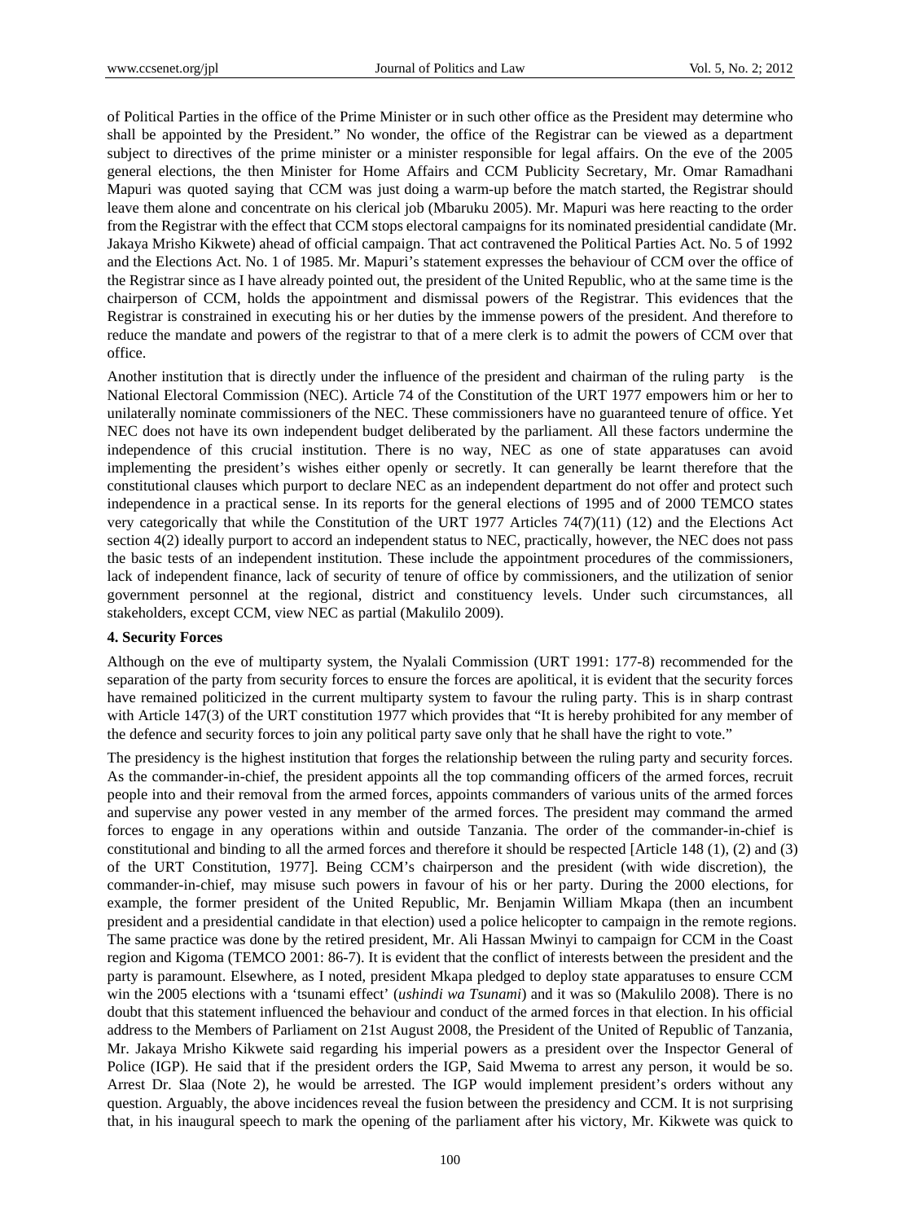of Political Parties in the office of the Prime Minister or in such other office as the President may determine who shall be appointed by the President." No wonder, the office of the Registrar can be viewed as a department subject to directives of the prime minister or a minister responsible for legal affairs. On the eve of the 2005 general elections, the then Minister for Home Affairs and CCM Publicity Secretary, Mr. Omar Ramadhani Mapuri was quoted saying that CCM was just doing a warm-up before the match started, the Registrar should leave them alone and concentrate on his clerical job (Mbaruku 2005). Mr. Mapuri was here reacting to the order from the Registrar with the effect that CCM stops electoral campaigns for its nominated presidential candidate (Mr. Jakaya Mrisho Kikwete) ahead of official campaign. That act contravened the Political Parties Act. No. 5 of 1992 and the Elections Act No. 1 of 1985. Mr. Mapuri's statement expresses the behaviour of CCM over the office of the Registrar since as I have already pointed out, the president of the United Republic, who at the same time is the chairperson of CCM, holds the appointment and dismissal powers of the Registrar. This evidences that the Registrar is constrained in executing his or her duties by the immense powers of the president. And therefore to reduce the mandate and powers of the registrar to that of a mere clerk is to admit the powers of CCM over that office.

Another institution that is directly under the influence of the president and chairman of the ruling party is the National Electoral Commission (NEC). Article 74 of the Constitution of the URT 1977 empowers him or her to unilaterally nominate commissioners of the NEC. These commissioners have no guaranteed tenure of office. Yet NEC does not have its own independent budget deliberated by the parliament. All these factors undermine the independence of this crucial institution. There is no way, NEC as one of state apparatuses can avoid implementing the president's wishes either openly or secretly. It can generally be learnt therefore that the constitutional clauses which purport to declare NEC as an independent department do not offer and protect such independence in a practical sense. In its reports for the general elections of 1995 and of 2000 TEMCO states very categorically that while the Constitution of the URT 1977 Articles 74(7)(11) (12) and the Elections Act section 4(2) ideally purport to accord an independent status to NEC, practically, however, the NEC does not pass the basic tests of an independent institution. These include the appointment procedures of the commissioners, lack of independent finance, lack of security of tenure of office by commissioners, and the utilization of senior government personnel at the regional, district and constituency levels. Under such circumstances, all stakeholders, except CCM, view NEC as partial (Makulilo 2009).

**4. Security Forces**

Although on the eve of multiparty system, the Nyalali Commission (URT 1991: 177-8) recommended for the separation of the party from security forces to ensure the forces are apolitical, it is evident that the security forces have remained politicized in the current multiparty system to favour the ruling party. This is in sharp contrast with Article 147(3) of the URT constitution 1977 which provides that "It is hereby prohibited for any member of the defence and security forces to join any political party save only that he shall have the right to vote."

The presidency is the highest institution that forges the relationship between the ruling party and security forces. As the commander-in-chief, the president appoints all the top commanding officers of the armed forces, recruit people into and their removal from the armed forces, appoints commanders of various units of the armed forces and supervise any power vested in any member of the armed forces. The president may command the armed forces to engage in any operations within and outside Tanzania. The order of the commander-in-chief is constitutional and binding to all the armed forces and therefore it should be respected [Article 148 (1), (2) and (3) of the URT Constitution, 1977]. Being CCM's chairperson and the president (with wide discretion), the commander-in-chief, may misuse such powers in favour of his or her party. During the 2000 elections, for example, the former president of the United Republic, Mr. Benjamin William Mkapa (then an incumbent president and a presidential candidate in that election) used a police helicopter to campaign in the remote regions. The same practice was done by the retired president, Mr. Ali Hassan Mwinyi to campaign for CCM in the Coast region and Kigoma (TEMCO 2001: 86-7). It is evident that the conflict of interests between the president and the party is paramount. Elsewhere, as I noted, president Mkapa pledged to deploy state apparatuses to ensure CCM win the 2005 elections with a 'tsunami effect' (*ushindi wa Tsunami*) and it was so (Makulilo 2008). There is no doubt that this statement influenced the behaviour and conduct of the armed forces in that election. In his official address to the Members of Parliament on 21st August 2008, the President of the United of Republic of Tanzania, Mr. Jakaya Mrisho Kikwete said regarding his imperial powers as a president over the Inspector General of Police (IGP). He said that if the president orders the IGP, Said Mwema to arrest any person, it would be so. Arrest Dr. Slaa (Note 2), he would be arrested. The IGP would implement president's orders without any question. Arguably, the above incidences reveal the fusion between the presidency and CCM. It is not surprising that, in his inaugural speech to mark the opening of the parliament after his victory, Mr. Kikwete was quick to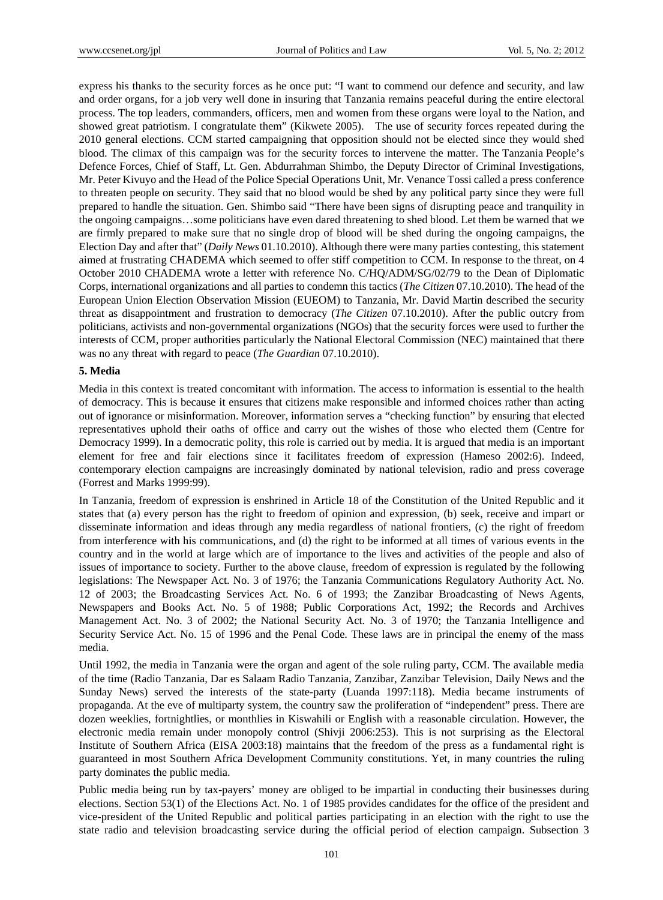express his thanks to the security forces as he once put: "I want to commend our defence and security, and law and order organs, for a job very well done in insuring that Tanzania remains peaceful during the entire electoral process. The top leaders, commanders, officers, men and women from these organs were loyal to the Nation, and showed great patriotism. I congratulate them" (Kikwete 2005). The use of security forces repeated during the 2010 general elections. CCM started campaigning that opposition should not be elected since they would shed blood. The climax of this campaign was for the security forces to intervene the matter. The Tanzania People's Defence Forces, Chief of Staff, Lt. Gen. Abdurrahman Shimbo, the Deputy Director of Criminal Investigations, Mr. Peter Kivuyo and the Head of the Police Special Operations Unit, Mr. Venance Tossi called a press conference to threaten people on security. They said that no blood would be shed by any political party since they were full prepared to handle the situation. Gen. Shimbo said "There have been signs of disrupting peace and tranquility in the ongoing campaigns…some politicians have even dared threatening to shed blood. Let them be warned that we are firmly prepared to make sure that no single drop of blood will be shed during the ongoing campaigns, the Election Day and after that" (*Daily News* 01.10.2010). Although there were many parties contesting, this statement aimed at frustrating CHADEMA which seemed to offer stiff competition to CCM. In response to the threat, on 4 October 2010 CHADEMA wrote a letter with reference No. C/HQ/ADM/SG/02/79 to the Dean of Diplomatic Corps, international organizations and all parties to condemn this tactics (*The Citizen* 07.10.2010). The head of the European Union Election Observation Mission (EUEOM) to Tanzania, Mr. David Martin described the security threat as disappointment and frustration to democracy (*The Citizen* 07.10.2010). After the public outcry from politicians, activists and non-governmental organizations (NGOs) that the security forces were used to further the interests of CCM, proper authorities particularly the National Electoral Commission (NEC) maintained that there was no any threat with regard to peace (*The Guardian* 07.10.2010).

## 5. Media

Media in this context is treated concomitant with information. The access to information is essential to the health of democracy. This is because it ensures that citizens make responsible and informed choices rather than acting out of ignorance or misinformation. Moreover, information serves a "checking function" by ensuring that elected representatives uphold their oaths of office and carry out the wishes of those who elected them (Centre for Democracy 1999). In a democratic polity, this role is carried out by media. It is argued that media is an important element for free and fair elections since it facilitates freedom of expression (Hameso 2002:6). Indeed, contemporary election campaigns are increasingly dominated by national television, radio and press coverage (Forrest and Marks 1999:99).

In Tanzania, freedom of expression is enshrined in Article 18 of the Constitution of the United Republic and it states that (a) every person has the right to freedom of opinion and expression, (b) seek, receive and impart or disseminate information and ideas through any media regardless of national frontiers, (c) the right of freedom from interference with his communications, and (d) the right to be informed at all times of various events in the country and in the world at large which are of importance to the lives and activities of the people and also of issues of importance to society. Further to the above clause, freedom of expression is regulated by the following legislations: The Newspaper Act. No. 3 of 1976; the Tanzania Communications Regulatory Authority Act. No. 12 of 2003; the Broadcasting Services Act. No. 6 of 1993; the Zanzibar Broadcasting of News Agents, Newspapers and Books Act. No. 5 of 1988; Public Corporations Act, 1992; the Records and Archives Management Act. No. 3 of 2002; the National Security Act. No. 3 of 1970; the Tanzania Intelligence and Security Service Act. No. 15 of 1996 and the Penal Code. These laws are in principal the enemy of the mass media.

Until 1992, the media in Tanzania were the organ and agent of the sole ruling party, CCM. The available media of the time (Radio Tanzania, Dar es Salaam Radio Tanzania, Zanzibar, Zanzibar Television, Daily News and the Sunday News) served the interests of the state-party (Luanda 1997:118). Media became instruments of propaganda. At the eve of multiparty system, the country saw the proliferation of "independent" press. There are dozen weeklies, fortnightlies, or monthlies in Kiswahili or English with a reasonable circulation. However, the electronic media remain under monopoly control (Shivji 2006:253). This is not surprising as the Electoral Institute of Southern Africa (EISA 2003:18) maintains that the freedom of the press as a fundamental right is guaranteed in most Southern Africa Development Community constitutions. Yet, in many countries the ruling party dominates the public media.

Public media being run by tax-payers' money are obliged to be impartial in conducting their businesses during elections. Section 53(1) of the Elections Act. No. 1 of 1985 provides candidates for the office of the president and vice-president of the United Republic and political parties participating in an election with the right to use the state radio and television broadcasting service during the official period of election campaign. Subsection 3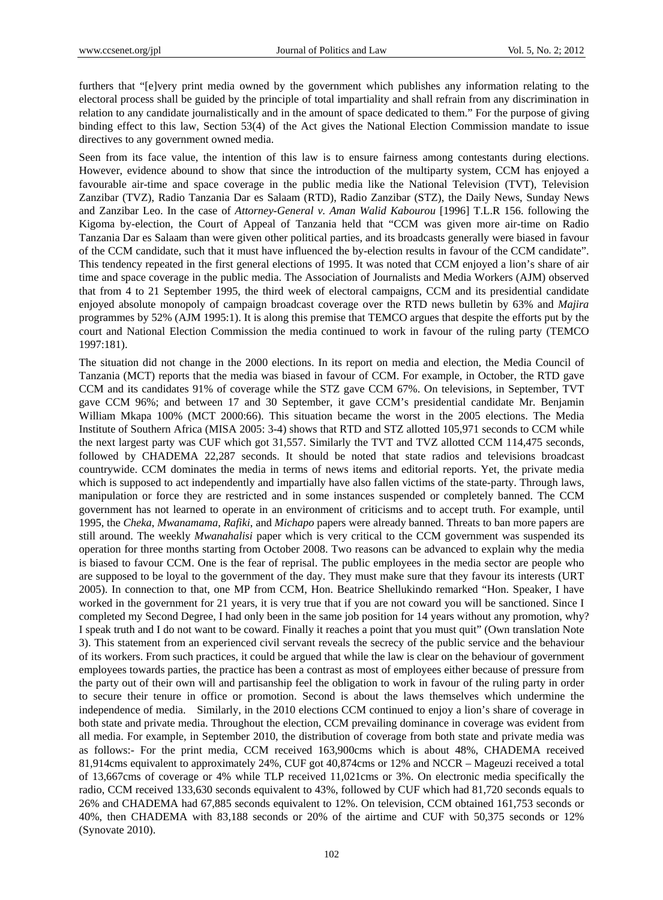furthers that "[e]very print media owned by the government which publishes any information relating to the electoral process shall be guided by the principle of total impartiality and shall refrain from any discrimination in relation to any candidate journalistically and in the amount of space dedicated to them." For the purpose of giving binding effect to this law, Section 53(4) of the Act gives the National Election Commission mandate to issue directives to any government owned media.

Seen from its face value, the intention of this law is to ensure fairness among contestants during elections. However, evidence abound to show that since the introduction of the multiparty system, CCM has enjoyed a favourable air-time and space coverage in the public media like the National Television (TVT), Television Zanzibar (TVZ), Radio Tanzania Dar es Salaam (RTD), Radio Zanzibar (STZ), the Daily News, Sunday News and Zanzibar Leo. In the case of *Attorney-General v. Aman Walid Kabourou* [1996] T.L.R 156. following the Kigoma by-election, the Court of Appeal of Tanzania held that "CCM was given more air-time on Radio Tanzania Dar es Salaam than were given other political parties, and its broadcasts generally were biased in favour of the CCM candidate, such that it must have influenced the by-election results in favour of the CCM candidate". This tendency repeated in the first general elections of 1995. It was noted that CCM enjoyed a lion's share of air time and space coverage in the public media. The Association of Journalists and Media Workers (AJM) observed that from 4 to 21 September 1995, the third week of electoral campaigns, CCM and its presidential candidate enjoyed absolute monopoly of campaign broadcast coverage over the RTD news bulletin by 63% and *Majira* programmes by 52% (AJM 1995:1). It is along this premise that TEMCO argues that despite the efforts put by the court and National Election Commission the media continued to work in favour of the ruling party (TEMCO 1997:181).

The situation did not change in the 2000 elections. In its report on media and election, the Media Council of Tanzania (MCT) reports that the media was biased in favour of CCM. For example, in October, the RTD gave CCM and its candidates 91% of coverage while the STZ gave CCM 67%. On televisions, in September, TVT gave CCM 96%; and between 17 and 30 September, it gave CCM's presidential candidate Mr. Benjamin William Mkapa 100% (MCT 2000:66). This situation became the worst in the 2005 elections. The Media Institute of Southern Africa (MISA 2005: 3-4) shows that RTD and STZ allotted 105,971 seconds to CCM while the next largest party was CUF which got 31,557. Similarly the TVT and TVZ allotted CCM 114,475 seconds, followed by CHADEMA 22,287 seconds. It should be noted that state radios and televisions broadcast countrywide. CCM dominates the media in terms of news items and editorial reports. Yet, the private media which is supposed to act independently and impartially have also fallen victims of the state-party. Through laws, manipulation or force they are restricted and in some instances suspended or completely banned. The CCM government has not learned to operate in an environment of criticisms and to accept truth. For example, until 1995, the *Cheka*, *Mwanamama*, *Rafiki*, and *Michapo* papers were already banned. Threats to ban more papers are still around. The weekly *Mwanahalisi* paper which is very critical to the CCM government was suspended its operation for three months starting from October 2008. Two reasons can be advanced to explain why the media is biased to favour CCM. One is the fear of reprisal. The public employees in the media sector are people who are supposed to be loyal to the government of the day. They must make sure that they favour its interests (URT 2005). In connection to that, one MP from CCM, Hon. Beatrice Shellukindo remarked "Hon. Speaker, I have worked in the government for 21 years, it is very true that if you are not coward you will be sanctioned. Since I completed my Second Degree, I had only been in the same job position for 14 years without any promotion, why? I speak truth and I do not want to be coward. Finally it reaches a point that you must quit" (Own translation Note 3). This statement from an experienced civil servant reveals the secrecy of the public service and the behaviour of its workers. From such practices, it could be argued that while the law is clear on the behaviour of government employees towards parties, the practice has been a contrast as most of employees either because of pressure from the party out of their own will and partisanship feel the obligation to work in favour of the ruling party in order to secure their tenure in office or promotion. Second is about the laws themselves which undermine the independence of media. Similarly, in the 2010 elections CCM continued to enjoy a lion's share of coverage in both state and private media. Throughout the election, CCM prevailing dominance in coverage was evident from all media. For example, in September 2010, the distribution of coverage from both state and private media was as follows:- For the print media, CCM received 163,900cms which is about 48%, CHADEMA received 81,914cms equivalent to approximately 24%, CUF got 40,874cms or 12% and NCCR – Mageuzi received a total of 13,667cms of coverage or 4% while TLP received 11,021cms or 3%. On electronic media specifically the radio, CCM received 133,630 seconds equivalent to 43%, followed by CUF which had 81,720 seconds equals to 26% and CHADEMA had 67,885 seconds equivalent to 12%. On television, CCM obtained 161,753 seconds or 40%, then CHADEMA with 83,188 seconds or 20% of the airtime and CUF with 50,375 seconds or 12% (Synovate 2010).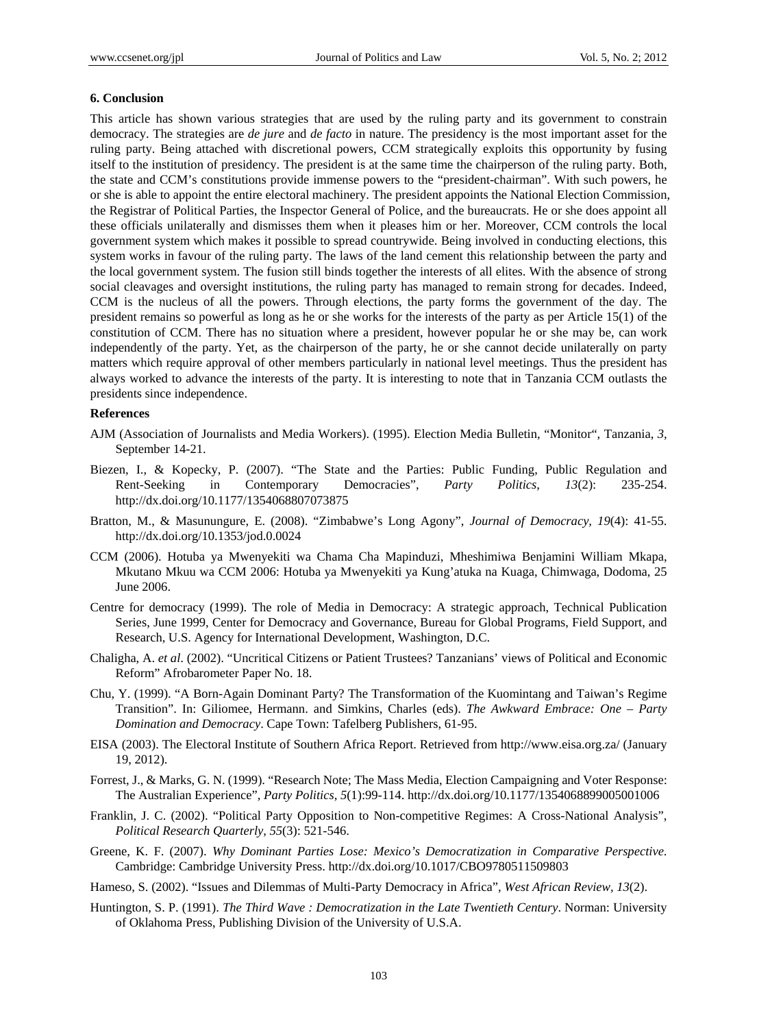## 6. Conclusion

This article has shown various strategies that are used by the ruling party and its government to constrain democracy. The strategies are *de jure* and *de facto* in nature. The presidency is the most important asset for the ruling party. Being attached with discretional powers, CCM strategically exploits this opportunity by fusing itself to the institution of presidency. The president is at the same time the chairperson of the ruling party. Both, the state and CCM's constitutions provide immense powers to the "president-chairman". With such powers, he or she is able to appoint the entire electoral machinery. The president appoints the National Election Commission, the Registrar of Political Parties, the Inspector General of Police, and the bureaucrats. He or she does appoint all these officials unilaterally and dismisses them when it pleases him or her. Moreover, CCM controls the local government system which makes it possible to spread countrywide. Being involved in conducting elections, this system works in favour of the ruling party. The laws of the land cement this relationship between the party and the local government system. The fusion still binds together the interests of all elites. With the absence of strong social cleavages and oversight institutions, the ruling party has managed to remain strong for decades. Indeed, CCM is the nucleus of all the powers. Through elections, the party forms the government of the day. The president remains so powerful as long as he or she works for the interests of the party as per Article 15(1) of the constitution of CCM. There has no situation where a president, however popular he or she may be, can work independently of the party. Yet, as the chairperson of the party, he or she cannot decide unilaterally on party matters which require approval of other members particularly in national level meetings. Thus the president has always worked to advance the interests of the party. It is interesting to note that in Tanzania CCM outlasts the presidents since independence.

## References

AJM (Association of Journalists and Media Workers). (1995). Election Media Bulletin, "Monitor", Tanzania, *3*, September 14-21.

Biezen, I., & Kopecky, P. (2007). "The State and the Parties: Public Funding, Public Regulation and Rent-Seeking in Contemporary Democracies", *Party Politics*, *13*(2): 235-254. http://dx.doi.org/10.1177/1354068807073875

Bratton, M., & Masunungure, E. (2008). "Zimbabwe's Long Agony", *Journal of Democracy, 19*(4): 41-55. http://dx.doi.org/10.1353/jod.0.0024

CCM (2006). Hotuba ya Mwenyekiti wa Chama Cha Mapinduzi, Mheshimiwa Benjamini William Mkapa, Mkutano Mkuu wa CCM 2006: Hotuba ya Mwenyekiti ya Kung'atuka na Kuaga, Chimwaga, Dodoma, 25 June 2006.

Centre for democracy (1999). The role of Media in Democracy: A strategic approach, Technical Publication Series, June 1999, Center for Democracy and Governance, Bureau for Global Programs, Field Support, and Research, U.S. Agency for International Development, Washington, D.C.

Chaligha, A. *et al.* (2002). "Uncritical Citizens or Patient Trustees? Tanzanians' views of Political and Economic Reform" Afrobarometer Paper No. 18.

Chu, Y. (1999). "A Born-Again Dominant Party? The Transformation of the Kuomintang and Taiwan's Regime Transition". In: Giliomee, Hermann. and Simkins, Charles (eds). *The Awkward Embrace: One – Party Domination and Democracy*. Cape Town: Tafelberg Publishers, 61-95.

EISA (2003). The Electoral Institute of Southern Africa Report. Retrieved from http://www.eisa.org.za/ (January 19, 2012).

Forrest, J., & Marks, G. N. (1999). "Research Note; The Mass Media, Election Campaigning and Voter Response: The Australian Experience", *Party Politics, 5*(1):99-114. http://dx.doi.org/10.1177/1354068899005001006

Franklin, J. C. (2002). "Political Party Opposition to Non-competitive Regimes: A Cross-National Analysis", *Political Research Quarterly, 55*(3): 521-546.

Greene, K. F. (2007). *Why Dominant Parties Lose: Mexico's Democratization in Comparative Perspective.* Cambridge: Cambridge University Press. http://dx.doi.org/10.1017/CBO9780511509803

Hameso, S. (2002). "Issues and Dilemmas of Multi-Party Democracy in Africa", *West African Review*, *13*(2).

Huntington, S. P. (1991). *The Third Wave : Democratization in the Late Twentieth Century*. Norman: University of Oklahoma Press, Publishing Division of the University of U.S.A.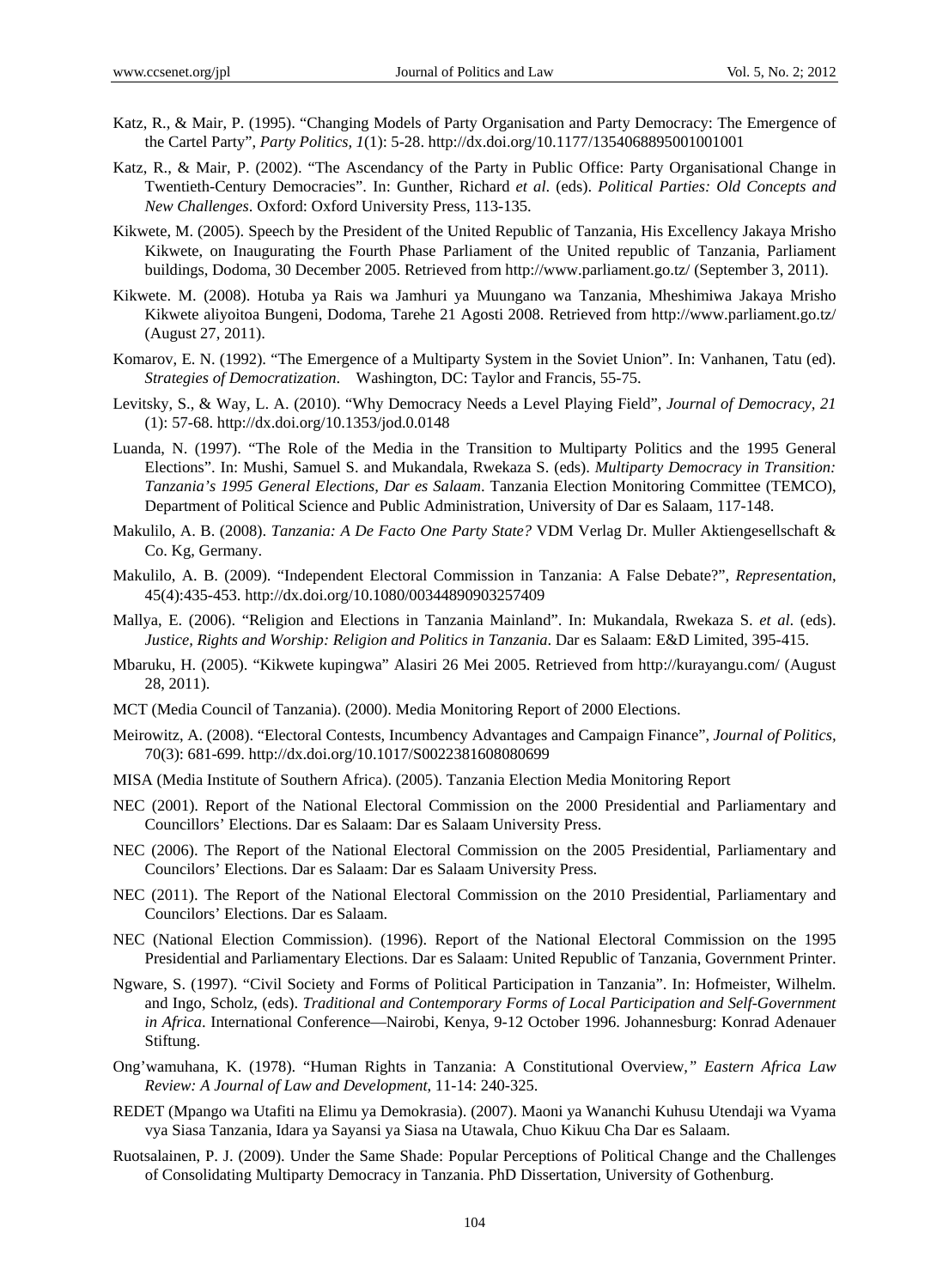Katz, R., & Mair, P. (1995). "Changing Models of Party Organisation and Party Democracy: The Emergence of the Cartel Party", *Party Politics, 1*(1): 5-28. http://dx.doi.org/10.1177/1354068895001001001

Katz, R., & Mair, P. (2002). "The Ascendancy of the Party in Public Office: Party Organisational Change in Twentieth-Century Democracies". In: Gunther, Richard *et al*. (eds). *Political Parties: Old Concepts and New Challenges*. Oxford: Oxford University Press, 113-135.

Kikwete, M. (2005). Speech by the President of the United Republic of Tanzania, His Excellency Jakaya Mrisho Kikwete, on Inaugurating the Fourth Phase Parliament of the United republic of Tanzania, Parliament buildings, Dodoma, 30 December 2005. Retrieved from http://www.parliament.go.tz/ (September 3, 2011).

Kikwete. M. (2008). Hotuba ya Rais wa Jamhuri ya Muungano wa Tanzania, Mheshimiwa Jakaya Mrisho Kikwete aliyoitoa Bungeni, Dodoma, Tarehe 21 Agosti 2008. Retrieved from http://www.parliament.go.tz/ (August 27, 2011).

Komarov, E. N. (1992). "The Emergence of a Multiparty System in the Soviet Union". In: Vanhanen, Tatu (ed). *Strategies of Democratization*. Washington, DC: Taylor and Francis, 55-75.

Levitsky, S., & Way, L. A. (2010). "Why Democracy Needs a Level Playing Field", *Journal of Democracy, 21* (1): 57-68. http://dx.doi.org/10.1353/jod.0.0148

Luanda, N. (1997). "The Role of the Media in the Transition to Multiparty Politics and the 1995 General Elections". In: Mushi, Samuel S. and Mukandala, Rwekaza S. (eds). *Multiparty Democracy in Transition: Tanzania's 1995 General Elections, Dar es Salaam*. Tanzania Election Monitoring Committee (TEMCO), Department of Political Science and Public Administration, University of Dar es Salaam, 117-148.

Makulilo, A. B. (2008). *Tanzania: A De Facto One Party State?* VDM Verlag Dr. Muller Aktiengesellschaft & Co. Kg, Germany.

Makulilo, A. B. (2009). "Independent Electoral Commission in Tanzania: A False Debate?", *Representation*, 45(4):435-453. http://dx.doi.org/10.1080/00344890903257409

Mallya, E. (2006). "Religion and Elections in Tanzania Mainland". In: Mukandala, Rwekaza S. *et al*. (eds). *Justice, Rights and Worship: Religion and Politics in Tanzania*. Dar es Salaam: E&D Limited, 395-415.

Mbaruku, H. (2005). "Kikwete kupingwa" Alasiri 26 Mei 2005. Retrieved from http://kurayangu.com/ (August 28, 2011).

MCT (Media Council of Tanzania). (2000). Media Monitoring Report of 2000 Elections.

Meirowitz, A. (2008). "Electoral Contests, Incumbency Advantages and Campaign Finance", *Journal of Politics*, 70(3): 681-699. http://dx.doi.org/10.1017/S0022381608080699

MISA (Media Institute of Southern Africa). (2005). Tanzania Election Media Monitoring Report

NEC (2001). Report of the National Electoral Commission on the 2000 Presidential and Parliamentary and Councillors' Elections. Dar es Salaam: Dar es Salaam University Press.

NEC (2006). The Report of the National Electoral Commission on the 2005 Presidential, Parliamentary and Councilors' Elections. Dar es Salaam: Dar es Salaam University Press.

NEC (2011). The Report of the National Electoral Commission on the 2010 Presidential, Parliamentary and Councilors' Elections. Dar es Salaam.

NEC (National Election Commission). (1996). Report of the National Electoral Commission on the 1995 Presidential and Parliamentary Elections. Dar es Salaam: United Republic of Tanzania, Government Printer.

Ngware, S. (1997). "Civil Society and Forms of Political Participation in Tanzania". In: Hofmeister, Wilhelm. and Ingo, Scholz, (eds). *Traditional and Contemporary Forms of Local Participation and Self-Government in Africa*. International Conference—Nairobi, Kenya, 9-12 October 1996. Johannesburg: Konrad Adenauer Stiftung.

Ong'wamuhana, K. (1978). "Human Rights in Tanzania: A Constitutional Overview," *Eastern Africa Law Review: A Journal of Law and Development*, 11-14: 240-325.

REDET (Mpango wa Utafiti na Elimu ya Demokrasia). (2007). Maoni ya Wananchi Kuhusu Utendaji wa Vyama vya Siasa Tanzania, Idara ya Sayansi ya Siasa na Utawala, Chuo Kikuu Cha Dar es Salaam.

Ruotsalainen, P. J. (2009). Under the Same Shade: Popular Perceptions of Political Change and the Challenges of Consolidating Multiparty Democracy in Tanzania. PhD Dissertation, University of Gothenburg.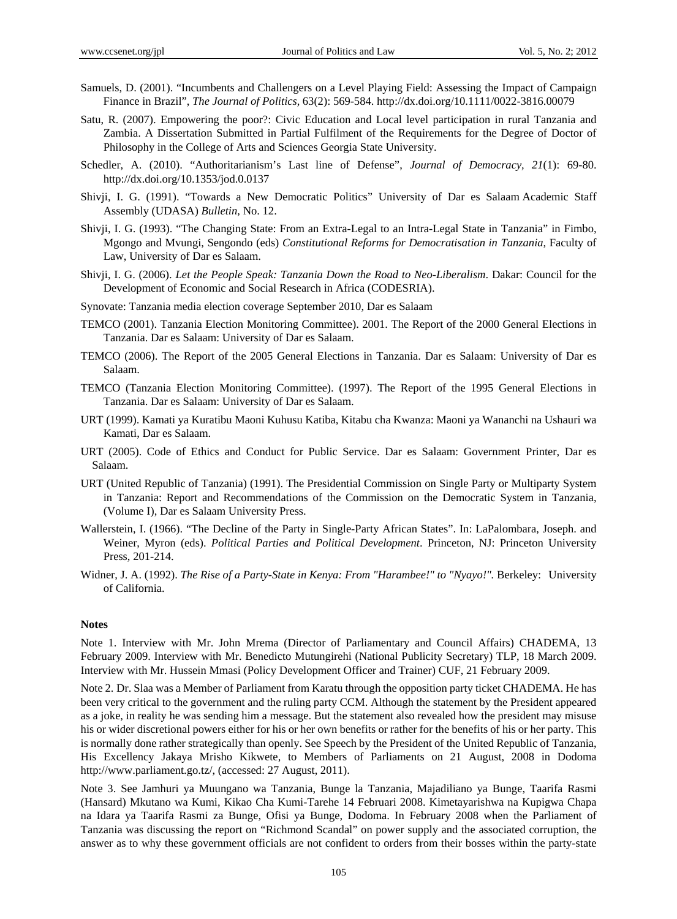Samuels, D. (2001). "Incumbents and Challengers on a Level Playing Field: Assessing the Impact of Campaign Finance in Brazil", *The Journal of Politics*, 63(2): 569-584. http://dx.doi.org/10.1111/0022-3816.00079

Satu, R. (2007). Empowering the poor?: Civic Education and Local level participation in rural Tanzania and Zambia. A Dissertation Submitted in Partial Fulfilment of the Requirements for the Degree of Doctor of Philosophy in the College of Arts and Sciences Georgia State University.

Schedler, A. (2010). "Authoritarianism's Last line of Defense", *Journal of Democracy, 21*(1): 69-80. http://dx.doi.org/10.1353/jod.0.0137

Shivji, I. G. (1991). "Towards a New Democratic Politics" University of Dar es Salaam Academic Staff Assembly (UDASA) *Bulletin*, No. 12.

Shivji, I. G. (1993). "The Changing State: From an Extra-Legal to an Intra-Legal State in Tanzania" in Fimbo, Mgongo and Mvungi, Sengondo (eds) *Constitutional Reforms for Democratisation in Tanzania*, Faculty of Law, University of Dar es Salaam.

Shivji, I. G. (2006). *Let the People Speak: Tanzania Down the Road to Neo-Liberalism*. Dakar: Council for the Development of Economic and Social Research in Africa (CODESRIA).

Synovate: Tanzania media election coverage September 2010, Dar es Salaam

TEMCO (2001). Tanzania Election Monitoring Committee). 2001. The Report of the 2000 General Elections in Tanzania. Dar es Salaam: University of Dar es Salaam.

TEMCO (2006). The Report of the 2005 General Elections in Tanzania. Dar es Salaam: University of Dar es Salaam.

TEMCO (Tanzania Election Monitoring Committee). (1997). The Report of the 1995 General Elections in Tanzania. Dar es Salaam: University of Dar es Salaam.

URT (1999). Kamati ya Kuratibu Maoni Kuhusu Katiba, Kitabu cha Kwanza: Maoni ya Wananchi na Ushauri wa Kamati, Dar es Salaam.

URT (2005). Code of Ethics and Conduct for Public Service. Dar es Salaam: Government Printer, Dar es Salaam.

URT (United Republic of Tanzania) (1991). The Presidential Commission on Single Party or Multiparty System in Tanzania: Report and Recommendations of the Commission on the Democratic System in Tanzania, (Volume I), Dar es Salaam University Press.

Wallerstein, I. (1966). "The Decline of the Party in Single-Party African States". In: LaPalombara, Joseph. and Weiner, Myron (eds). *Political Parties and Political Development*. Princeton, NJ: Princeton University Press, 201-214.

Widner, J. A. (1992). *The Rise of a Party-State in Kenya: From "Harambee!" to "Nyayo!"*. Berkeley: University of California.

**Notes**

Note 1. Interview with Mr. John Mrema (Director of Parliamentary and Council Affairs) CHADEMA, 13 February 2009. Interview with Mr. Benedicto Mutungirehi (National Publicity Secretary) TLP, 18 March 2009. Interview with Mr. Hussein Mmasi (Policy Development Officer and Trainer) CUF, 21 February 2009.

Note 2. Dr. Slaa was a Member of Parliament from Karatu through the opposition party ticket CHADEMA. He has been very critical to the government and the ruling party CCM. Although the statement by the President appeared as a joke, in reality he was sending him a message. But the statement also revealed how the president may misuse his or wider discretional powers either for his or her own benefits or rather for the benefits of his or her party. This is normally done rather strategically than openly. See Speech by the President of the United Republic of Tanzania, His Excellency Jakaya Mrisho Kikwete, to Members of Parliaments on 21 August, 2008 in Dodoma http://www.parliament.go.tz/, (accessed: 27 August, 2011).

Note 3. See Jamhuri ya Muungano wa Tanzania, Bunge la Tanzania, Majadiliano ya Bunge, Taarifa Rasmi (Hansard) Mkutano wa Kumi, Kikao Cha Kumi-Tarehe 14 Februari 2008. Kimetayarishwa na Kupigwa Chapa na Idara ya Taarifa Rasmi za Bunge, Ofisi ya Bunge, Dodoma. In February 2008 when the Parliament of Tanzania was discussing the report on "Richmond Scandal" on power supply and the associated corruption, the answer as to why these government officials are not confident to orders from their bosses within the party-state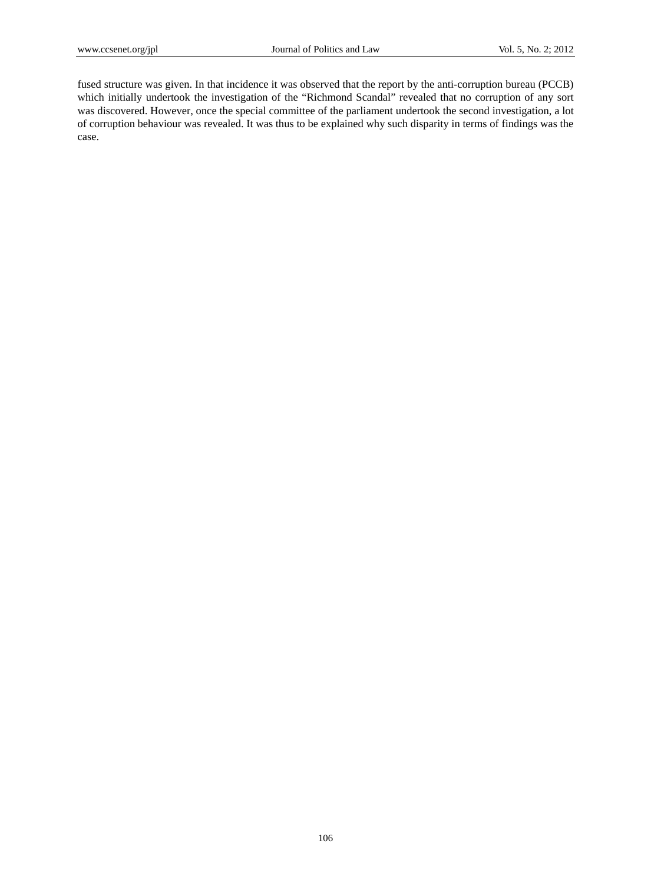fused structure was given. In that incidence it was observed that the report by the anti-corruption bureau (PCCB) which initially undertook the investigation of the "Richmond Scandal" revealed that no corruption of any sort was discovered. However, once the special committee of the parliament undertook the second investigation, a lot of corruption behaviour was revealed. It was thus to be explained why such disparity in terms of findings was the case.